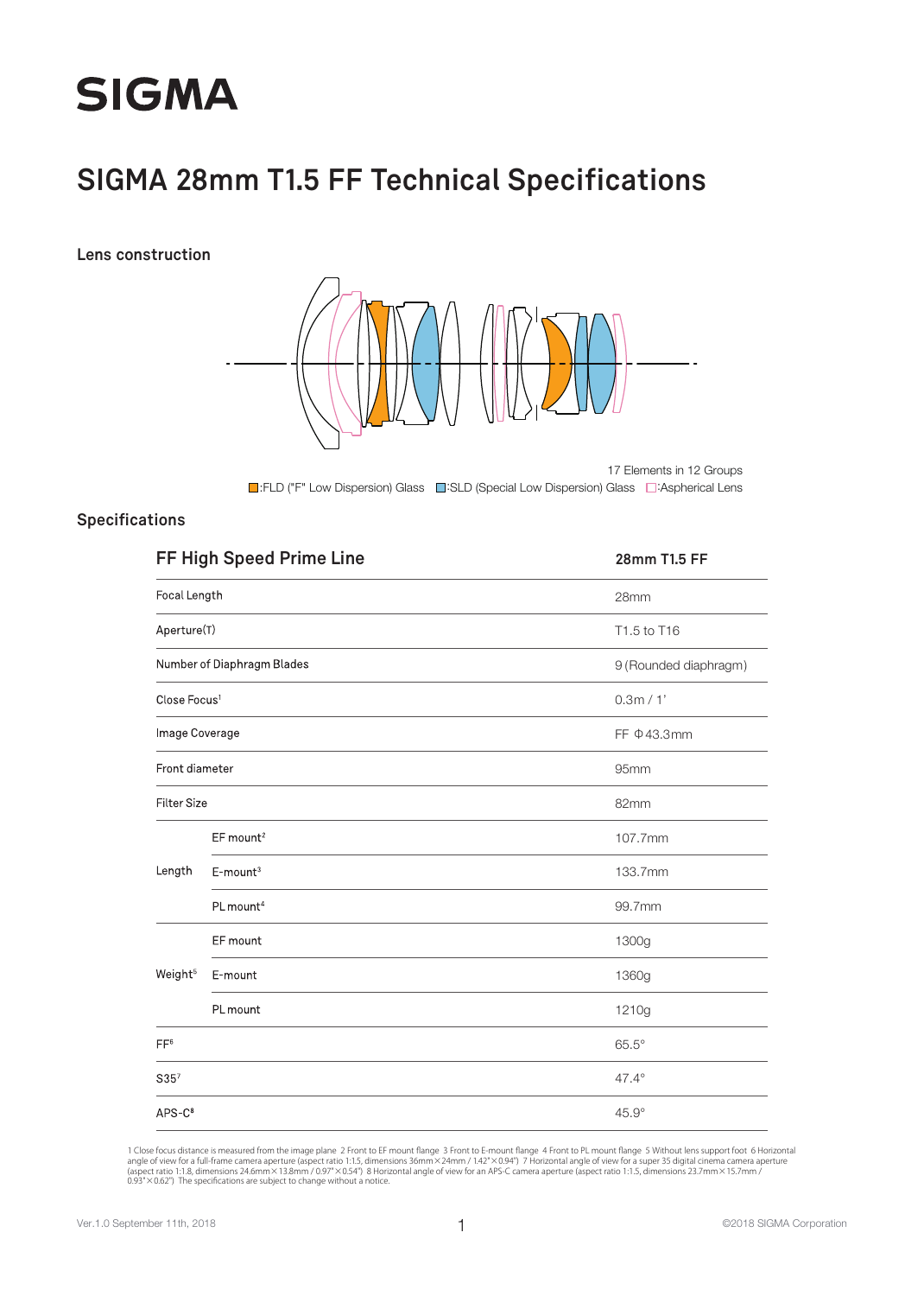# SIGMA

## SIGMA 28mm T1.5 FF Technical Specifications

### Lens construction

17 Elements in 12 Groups

■:FLD ("F" Low Dispersion) Glass ■:SLD (Special Low Dispersion) Glass □:Aspherical Lens

### Specifications

| FF High Speed Prime Line | | 28mm T1.5 FF |
|---|---|---|
| Focal Length | | 28mm |
| Aperture(T) | | T1.5 to T16 |
| Number of Diaphragm Blades | | 9 (Rounded diaphragm) |
| Close Focus[1] | | 0.3m / 1' |
| Image Coverage | | FF Φ43.3mm |
| Front diameter | | 95mm |
| Filter Size | | 82mm |
| Length | EF mount[2] | 107.7mm |
| | E-mount[3] | 133.7mm |
| | PL mount[4] | 99.7mm |
| Weight[5] | EF mount | 1300g |
| | E-mount | 1360g |
| | PL mount | 1210g |
| FF[6] | | 65.5° |
| S35[7] | | 47.4° |
| APS-C[8] | | 45.9° |

1 Close focus distance is measured from the image plane 2 Front to EF mount flange 3 Front to E-mount flange 4 Front to PL mount flange 5 Without lens support foot 6 Horizontal angle of view for a full-frame camera aperture (aspect ratio 1:1.5, dimensions 36mm × 24mm / 1.42" × 0.94") 7 Horizontal angle of view for a super 35 digital cinema camera aperture (aspect ratio 1:1.8, dimensions 24.6mm × 13.8mm / 0.97" × 0.54") 8 Horizontal angle of view for an APS-C camera aperture (aspect ratio 1:1.5, dimensions 23.7mm × 15.7mm / 0.93" × 0.62") The specifications are subject to change without a notice.

Ver.1.0 September 11th, 2018

©2018 SIGMA Corporation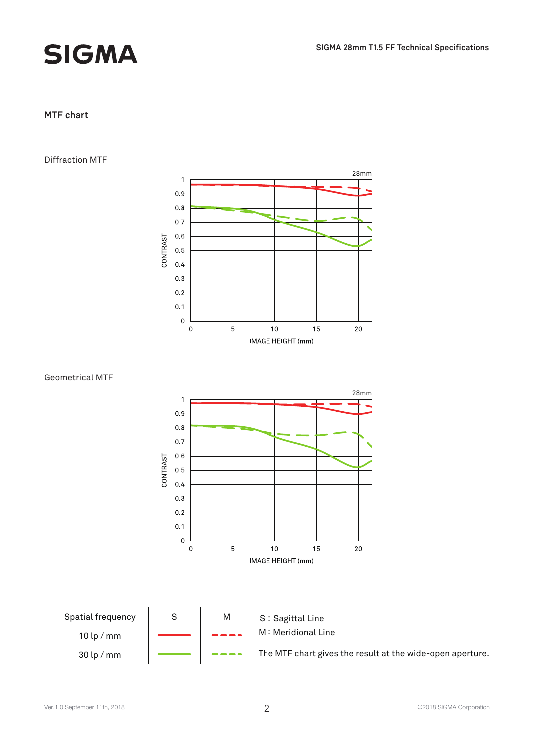## MTF chart

### Diffraction MTF

### Geometrical MTF

| Spatial frequency | S | M |
| --- | --- | --- |
| 10 lp / mm | ——— (red solid) | - - - - (red dashed) |
| 30 lp / mm | ——— (green solid) | - - - - (green dashed) |

S : Sagittal Line

M : Meridional Line

The MTF chart gives the result at the wide-open aperture.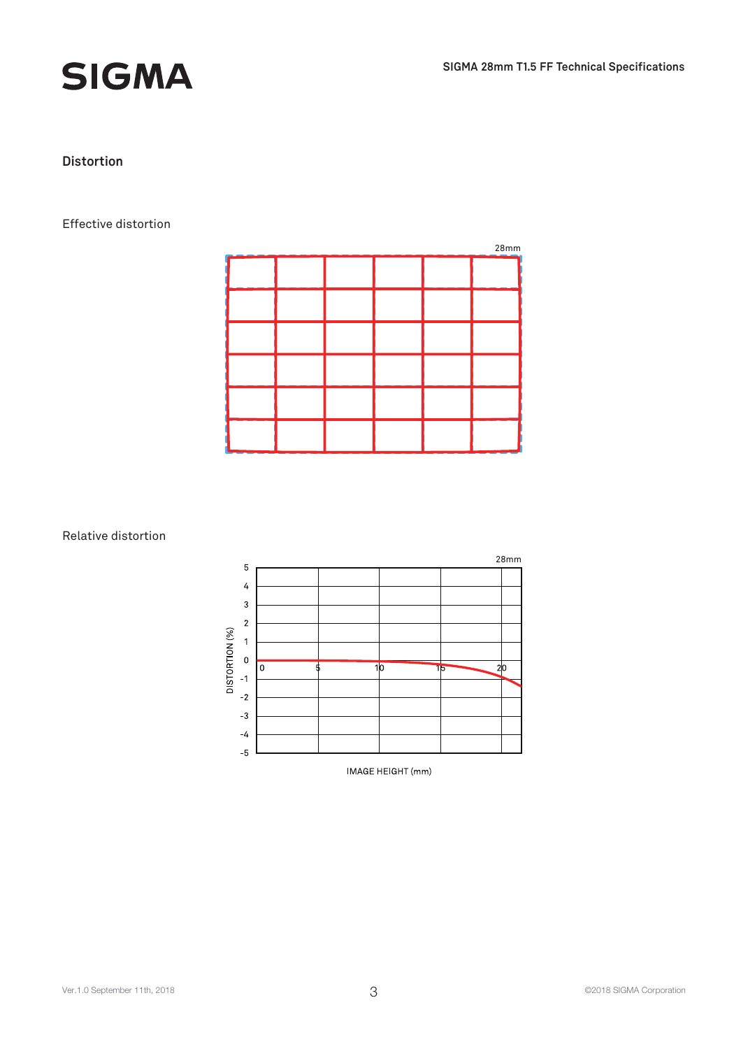## Distortion

Effective distortion

28mm

Relative distortion

28mm

DISTORTION (%)

IMAGE HEIGHT (mm)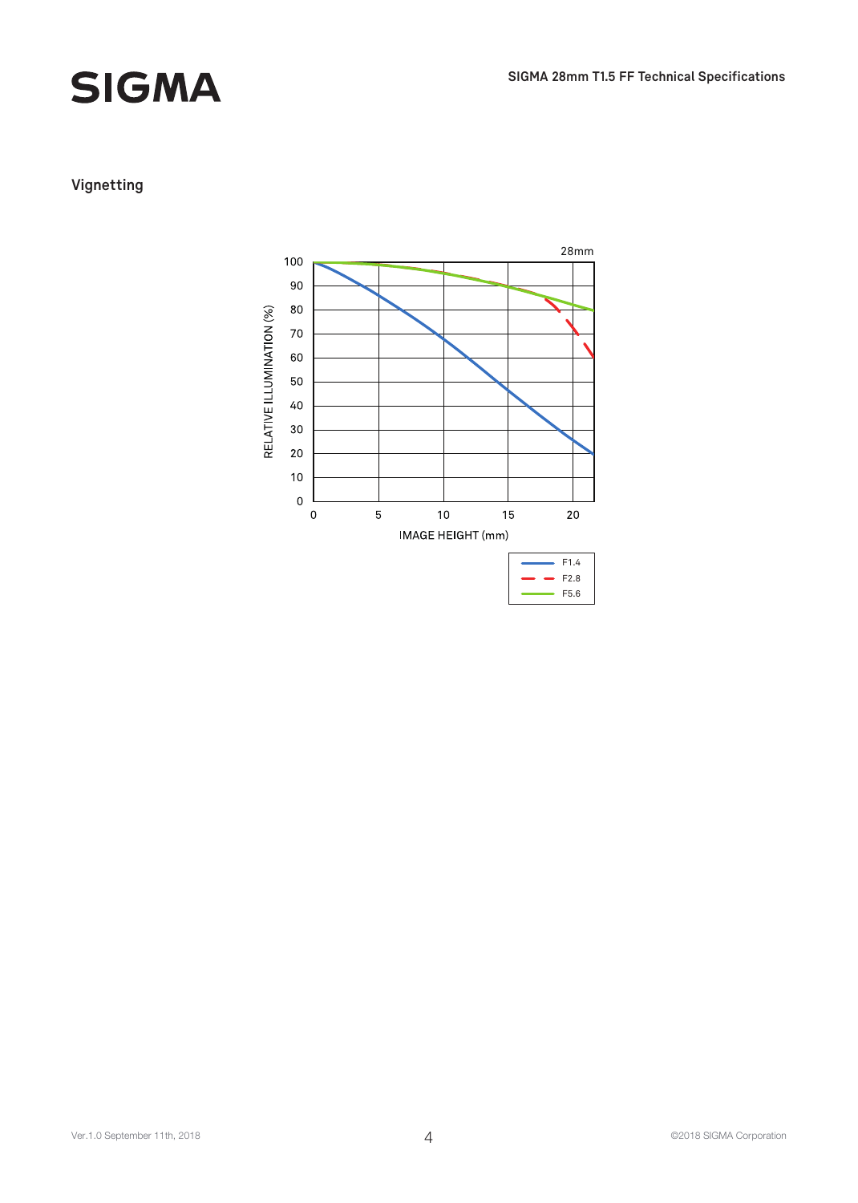## Vignetting

28mm

RELATIVE ILLUMINATION (%)

100
90
80
70
60
50
40
30
20
10
0

0
5
10
15
20

IMAGE HEIGHT (mm)

F1.4
F2.8
F5.6